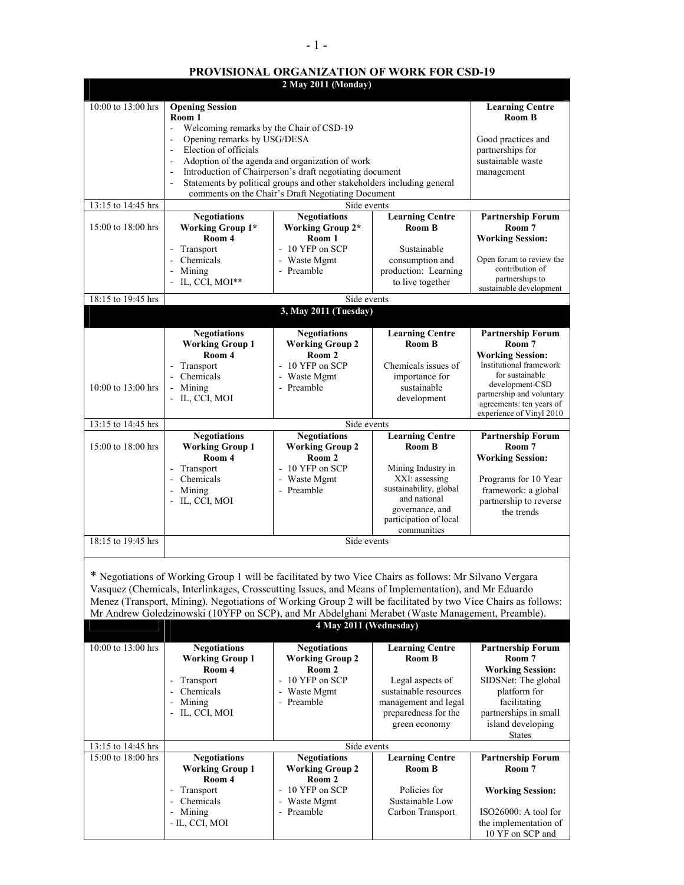# PROVISIONAL ORGANIZATION OF WORK FOR CSD-19

## 2 May 2011 (Monday)

| Time | | | | |
|---|---|---|---|---|
| 10:00 to 13:00 hrs | **Opening Session** **Room 1** - Welcoming remarks by the Chair of CSD-19 - Opening remarks by USG/DESA - Election of officials - Adoption of the agenda and organization of work - Introduction of Chairperson's draft negotiating document - Statements by political groups and other stakeholders including general comments on the Chair's Draft Negotiating Document | | | **Learning Centre** **Room B** Good practices and partnerships for sustainable waste management |
| 13:15 to 14:45 hrs | Side events | | | |
| 15:00 to 18:00 hrs | **Negotiations** **Working Group 1*** **Room 4** - Transport - Chemicals - Mining - IL, CCI, MOI** | **Negotiations** **Working Group 2*** **Room 1** - 10 YFP on SCP - Waste Mgmt - Preamble | **Learning Centre** **Room B** Sustainable consumption and production: Learning to live together | **Partnership Forum** **Room 7** **Working Session:** Open forum to review the contribution of partnerships to sustainable development |
| 18:15 to 19:45 hrs | Side events | | | |

## 3, May 2011 (Tuesday)

| Time | | | | |
|---|---|---|---|---|
| 10:00 to 13:00 hrs | **Negotiations** **Working Group 1** **Room 4** - Transport - Chemicals - Mining - IL, CCI, MOI | **Negotiations** **Working Group 2** **Room 2** - 10 YFP on SCP - Waste Mgmt - Preamble | **Learning Centre** **Room B** Chemicals issues of importance for sustainable development | **Partnership Forum** **Room 7** **Working Session:** Institutional framework for sustainable development-CSD partnership and voluntary agreements: ten years of experience of Vinyl 2010 |
| 13:15 to 14:45 hrs | Side events | | | |
| 15:00 to 18:00 hrs | **Negotiations** **Working Group 1** **Room 4** - Transport - Chemicals - Mining - IL, CCI, MOI | **Negotiations** **Working Group 2** **Room 2** - 10 YFP on SCP - Waste Mgmt - Preamble | **Learning Centre** **Room B** Mining Industry in XXI: assessing sustainability, global and national governance, and participation of local communities | **Partnership Forum** **Room 7** **Working Session:** Programs for 10 Year framework: a global partnership to reverse the trends |
| 18:15 to 19:45 hrs | Side events | | | |

* Negotiations of Working Group 1 will be facilitated by two Vice Chairs as follows: Mr Silvano Vergara Vasquez (Chemicals, Interlinkages, Crosscutting Issues, and Means of Implementation), and Mr Eduardo Menez (Transport, Mining). Negotiations of Working Group 2 will be facilitated by two Vice Chairs as follows: Mr Andrew Goledzinowski (10YFP on SCP), and Mr Abdelghani Merabet (Waste Management, Preamble).

## 4 May 2011 (Wednesday)

| Time | | | | |
|---|---|---|---|---|
| 10:00 to 13:00 hrs | **Negotiations** **Working Group 1** **Room 4** - Transport - Chemicals - Mining - IL, CCI, MOI | **Negotiations** **Working Group 2** **Room 2** - 10 YFP on SCP - Waste Mgmt - Preamble | **Learning Centre** **Room B** Legal aspects of sustainable resources management and legal preparedness for the green economy | **Partnership Forum** **Room 7** **Working Session:** SIDSNet: The global platform for facilitating partnerships in small island developing States |
| 13:15 to 14:45 hrs | Side events | | | |
| 15:00 to 18:00 hrs | **Negotiations** **Working Group 1** **Room 4** - Transport - Chemicals - Mining - IL, CCI, MOI | **Negotiations** **Working Group 2** **Room 2** - 10 YFP on SCP - Waste Mgmt - Preamble | **Learning Centre** **Room B** Policies for Sustainable Low Carbon Transport | **Partnership Forum** **Room 7** **Working Session:** ISO26000: A tool for the implementation of 10 YF on SCP and |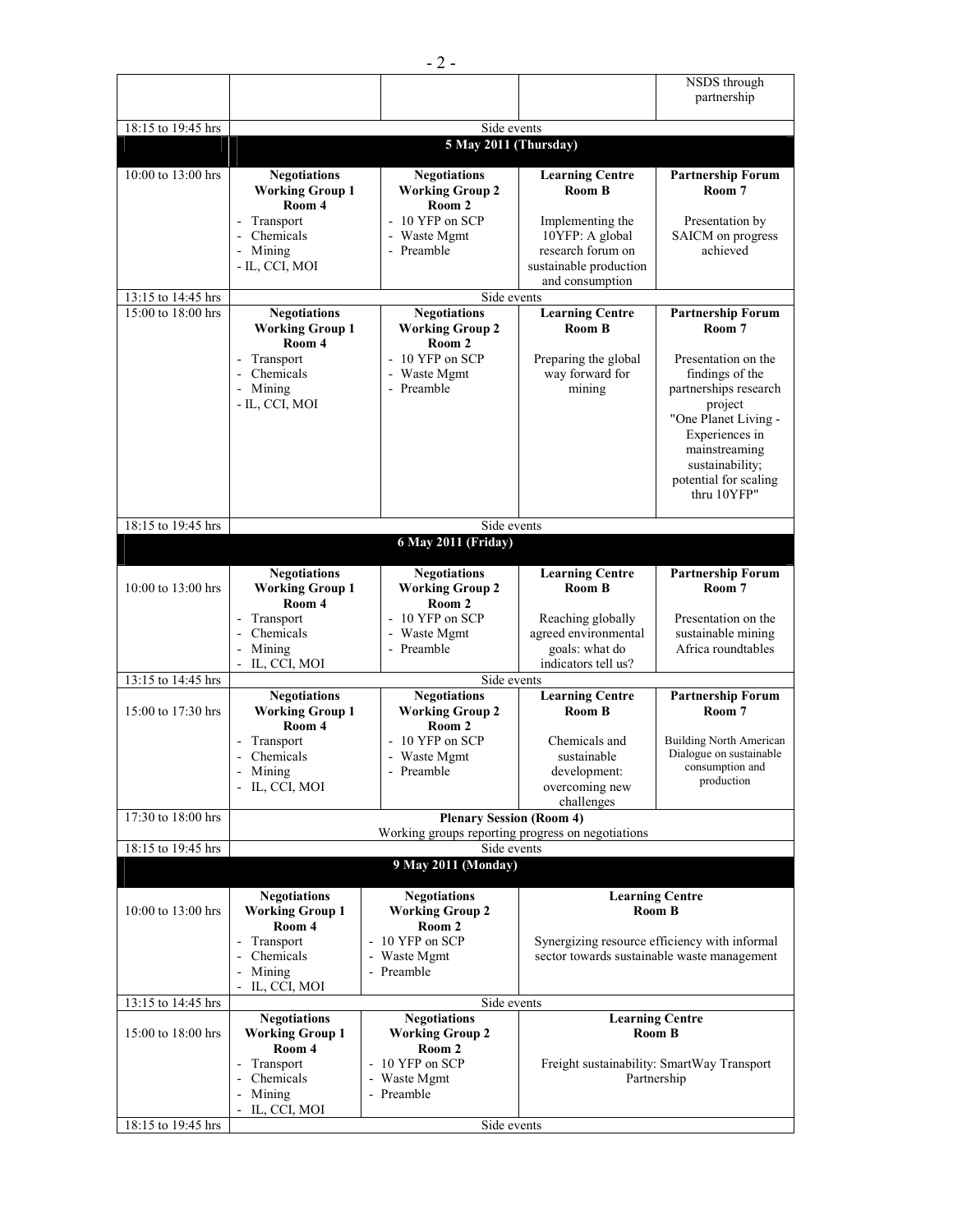| | | | | |
|---|---|---|---|---|
| | | | | NSDS through partnership |
| 18:15 to 19:45 hrs | Side events | | | |
| | **5 May 2011 (Thursday)** | | | |
| 10:00 to 13:00 hrs | **Negotiations Working Group 1 Room 4**<br>- Transport<br>- Chemicals<br>- Mining<br>- IL, CCI, MOI | **Negotiations Working Group 2 Room 2**<br>- 10 YFP on SCP<br>- Waste Mgmt<br>- Preamble | **Learning Centre Room B**<br>Implementing the 10YFP: A global research forum on sustainable production and consumption | **Partnership Forum Room 7**<br>Presentation by SAICM on progress achieved |
| 13:15 to 14:45 hrs | Side events | | | |
| 15:00 to 18:00 hrs | **Negotiations Working Group 1 Room 4**<br>- Transport<br>- Chemicals<br>- Mining<br>- IL, CCI, MOI | **Negotiations Working Group 2 Room 2**<br>- 10 YFP on SCP<br>- Waste Mgmt<br>- Preamble | **Learning Centre Room B**<br>Preparing the global way forward for mining | **Partnership Forum Room 7**<br>Presentation on the findings of the partnerships research project "One Planet Living - Experiences in mainstreaming sustainability; potential for scaling thru 10YFP" |
| 18:15 to 19:45 hrs | Side events | | | |
| | **6 May 2011 (Friday)** | | | |
| 10:00 to 13:00 hrs | **Negotiations Working Group 1 Room 4**<br>- Transport<br>- Chemicals<br>- Mining<br>- IL, CCI, MOI | **Negotiations Working Group 2 Room 2**<br>- 10 YFP on SCP<br>- Waste Mgmt<br>- Preamble | **Learning Centre Room B**<br>Reaching globally agreed environmental goals: what do indicators tell us? | **Partnership Forum Room 7**<br>Presentation on the sustainable mining Africa roundtables |
| 13:15 to 14:45 hrs | Side events | | | |
| 15:00 to 17:30 hrs | **Negotiations Working Group 1 Room 4**<br>- Transport<br>- Chemicals<br>- Mining<br>- IL, CCI, MOI | **Negotiations Working Group 2 Room 2**<br>- 10 YFP on SCP<br>- Waste Mgmt<br>- Preamble | **Learning Centre Room B**<br>Chemicals and sustainable development: overcoming new challenges | **Partnership Forum Room 7**<br>Building North American Dialogue on sustainable consumption and production |
| 17:30 to 18:00 hrs | **Plenary Session (Room 4)**<br>Working groups reporting progress on negotiations | | | |
| 18:15 to 19:45 hrs | Side events | | | |
| | **9 May 2011 (Monday)** | | | |
| 10:00 to 13:00 hrs | **Negotiations Working Group 1 Room 4**<br>- Transport<br>- Chemicals<br>- Mining<br>- IL, CCI, MOI | **Negotiations Working Group 2 Room 2**<br>- 10 YFP on SCP<br>- Waste Mgmt<br>- Preamble | **Learning Centre Room B**<br>Synergizing resource efficiency with informal sector towards sustainable waste management | |
| 13:15 to 14:45 hrs | Side events | | | |
| 15:00 to 18:00 hrs | **Negotiations Working Group 1 Room 4**<br>- Transport<br>- Chemicals<br>- Mining<br>- IL, CCI, MOI | **Negotiations Working Group 2 Room 2**<br>- 10 YFP on SCP<br>- Waste Mgmt<br>- Preamble | **Learning Centre Room B**<br>Freight sustainability: SmartWay Transport Partnership | |
| 18:15 to 19:45 hrs | Side events | | | |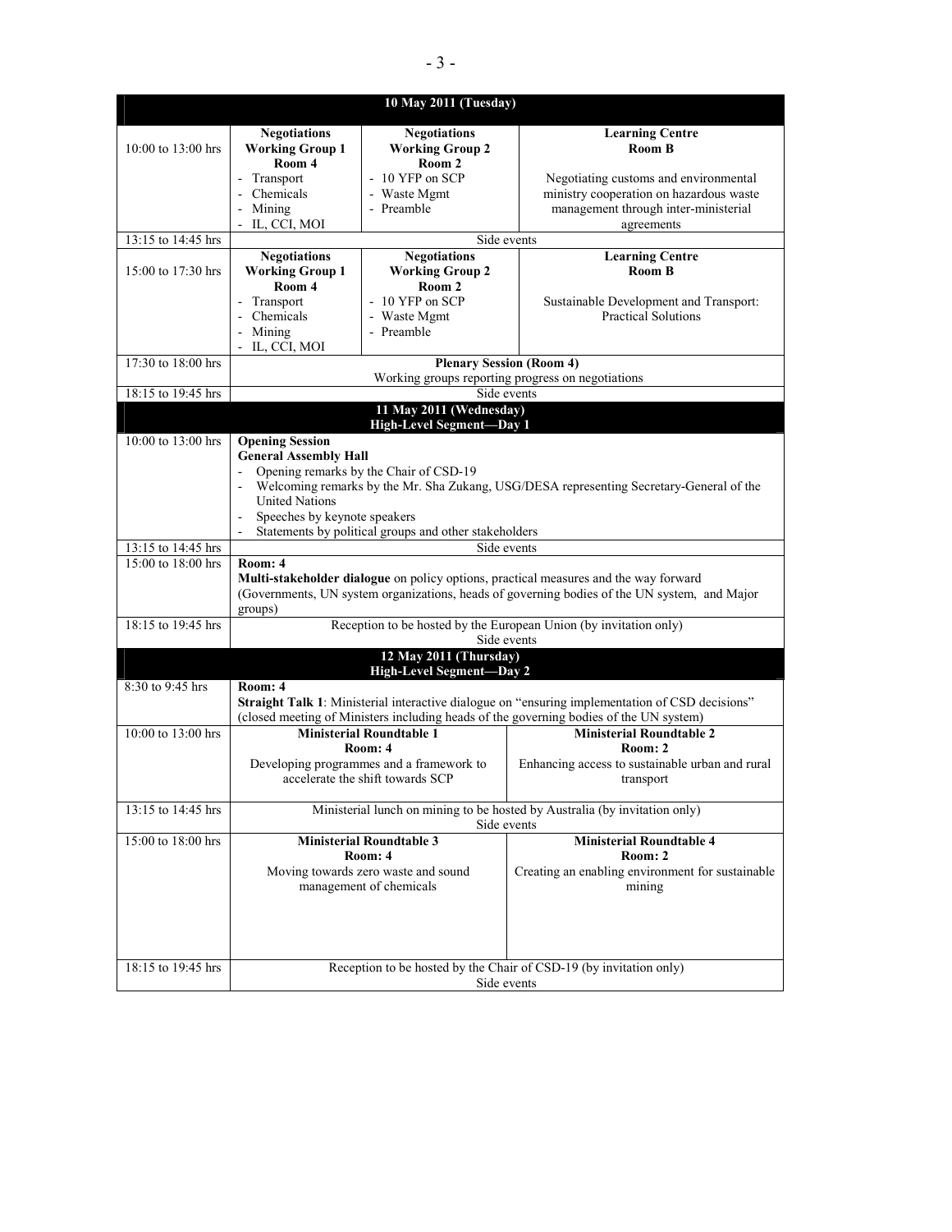| **10 May 2011 (Tuesday)** | | | |
|---|---|---|---|
| 10:00 to 13:00 hrs | **Negotiations Working Group 1 Room 4**<br>- Transport<br>- Chemicals<br>- Mining<br>- IL, CCI, MOI | **Negotiations Working Group 2 Room 2**<br>- 10 YFP on SCP<br>- Waste Mgmt<br>- Preamble | **Learning Centre Room B**<br>Negotiating customs and environmental ministry cooperation on hazardous waste management through inter-ministerial agreements |
| 13:15 to 14:45 hrs | Side events | | |
| 15:00 to 17:30 hrs | **Negotiations Working Group 1 Room 4**<br>- Transport<br>- Chemicals<br>- Mining<br>- IL, CCI, MOI | **Negotiations Working Group 2 Room 2**<br>- 10 YFP on SCP<br>- Waste Mgmt<br>- Preamble | **Learning Centre Room B**<br>Sustainable Development and Transport: Practical Solutions |
| 17:30 to 18:00 hrs | **Plenary Session (Room 4)**<br>Working groups reporting progress on negotiations | | |
| 18:15 to 19:45 hrs | Side events | | |
| **11 May 2011 (Wednesday)<br>High-Level Segment—Day 1** | | | |
| 10:00 to 13:00 hrs | **Opening Session**<br>**General Assembly Hall**<br>- Opening remarks by the Chair of CSD-19<br>- Welcoming remarks by the Mr. Sha Zukang, USG/DESA representing Secretary-General of the United Nations<br>- Speeches by keynote speakers<br>- Statements by political groups and other stakeholders | | |
| 13:15 to 14:45 hrs | Side events | | |
| 15:00 to 18:00 hrs | **Room: 4**<br>**Multi-stakeholder dialogue** on policy options, practical measures and the way forward (Governments, UN system organizations, heads of governing bodies of the UN system, and Major groups) | | |
| 18:15 to 19:45 hrs | Reception to be hosted by the European Union (by invitation only)<br>Side events | | |
| **12 May 2011 (Thursday)<br>High-Level Segment—Day 2** | | | |
| 8:30 to 9:45 hrs | **Room: 4**<br>**Straight Talk 1**: Ministerial interactive dialogue on "ensuring implementation of CSD decisions" (closed meeting of Ministers including heads of the governing bodies of the UN system) | | |
| 10:00 to 13:00 hrs | **Ministerial Roundtable 1**<br>**Room: 4**<br>Developing programmes and a framework to accelerate the shift towards SCP | **Ministerial Roundtable 2**<br>**Room: 2**<br>Enhancing access to sustainable urban and rural transport | |
| 13:15 to 14:45 hrs | Ministerial lunch on mining to be hosted by Australia (by invitation only)<br>Side events | | |
| 15:00 to 18:00 hrs | **Ministerial Roundtable 3**<br>**Room: 4**<br>Moving towards zero waste and sound management of chemicals | **Ministerial Roundtable 4**<br>**Room: 2**<br>Creating an enabling environment for sustainable mining | |
| 18:15 to 19:45 hrs | Reception to be hosted by the Chair of CSD-19 (by invitation only)<br>Side events | | |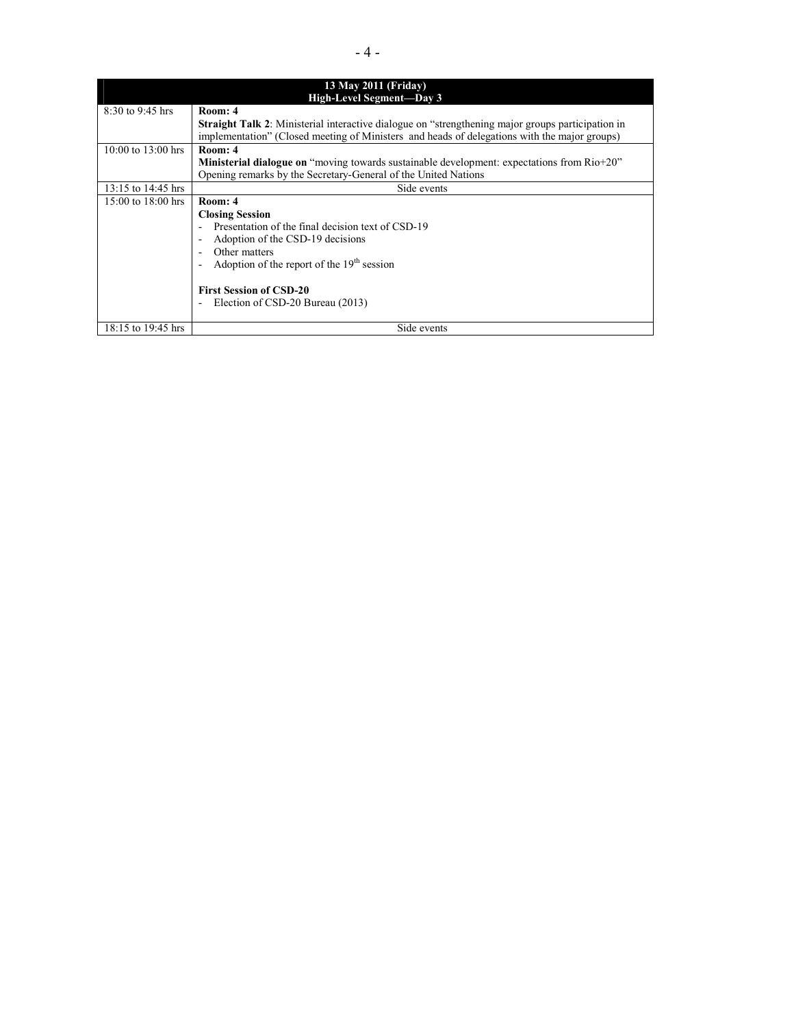| 13 May 2011 (Friday) High-Level Segment—Day 3 | |
|---|---|
| 8:30 to 9:45 hrs | **Room: 4**<br>**Straight Talk 2**: Ministerial interactive dialogue on "strengthening major groups participation in implementation" (Closed meeting of Ministers and heads of delegations with the major groups) |
| 10:00 to 13:00 hrs | **Room: 4**<br>**Ministerial dialogue on** "moving towards sustainable development: expectations from Rio+20"<br>Opening remarks by the Secretary-General of the United Nations |
| 13:15 to 14:45 hrs | Side events |
| 15:00 to 18:00 hrs | **Room: 4**<br>**Closing Session**<br>- Presentation of the final decision text of CSD-19<br>- Adoption of the CSD-19 decisions<br>- Other matters<br>- Adoption of the report of the 19th session<br><br>**First Session of CSD-20**<br>- Election of CSD-20 Bureau (2013) |
| 18:15 to 19:45 hrs | Side events |